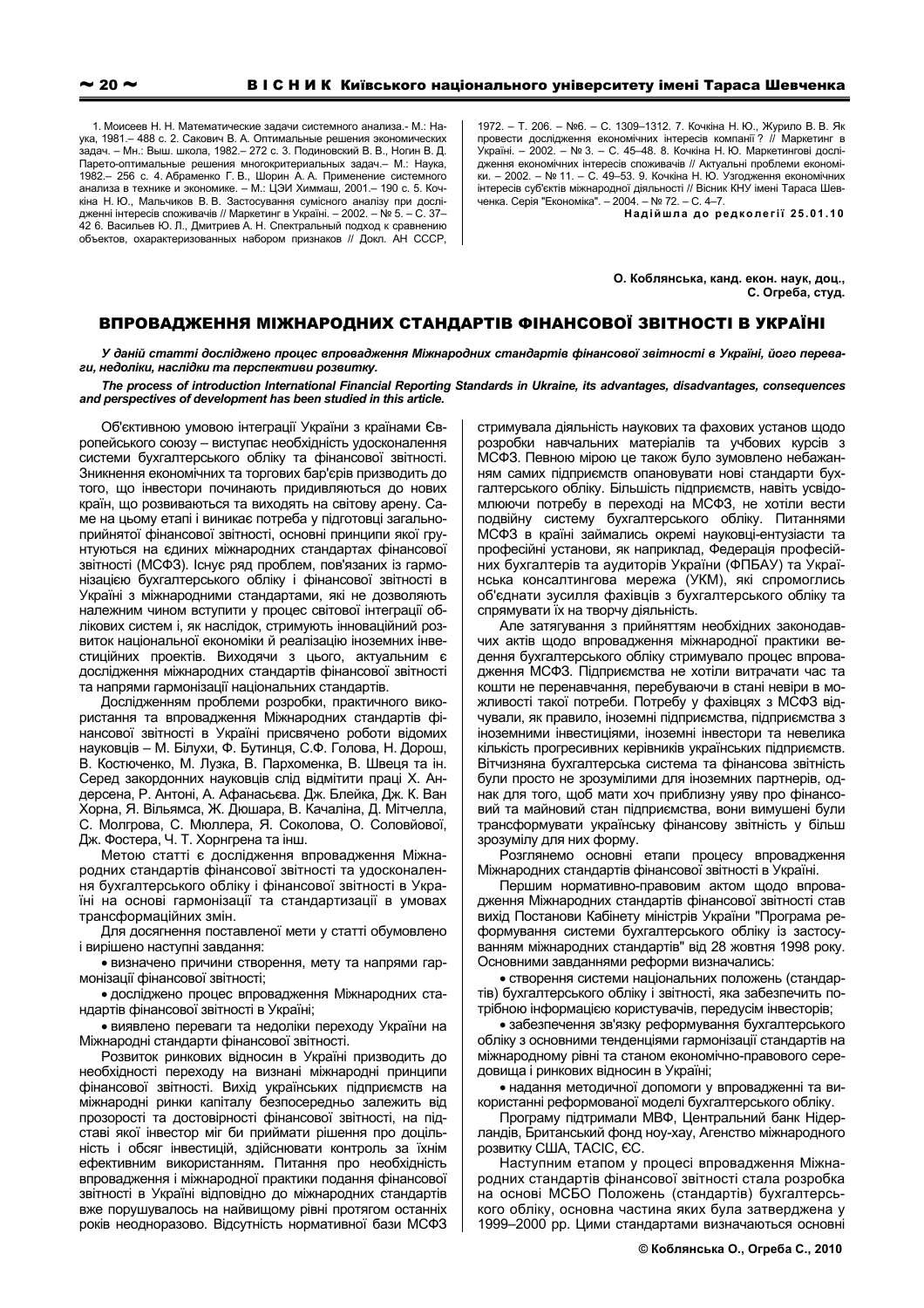1. Моисеев Н. Н. Математические задачи системного анализа.- М.: Наука, 1981.– 488 с. 2. Сакович В. А. Оптимальные решения экономических задач. – Мн.: Выш. школа, 1982.– 272 с. 3. Подиновский В. В., Ногин В. Д. Парето-оптимальные решения многокритериальных задач.– М.: Наука, 1982.– 256 с. 4. Абраменко Г. В., Шорин А. А. Применение системного анализа в технике и экономике. – М.: ЦЭИ Химмаш, 2001.– 190 с. 5. Кочкіна Н. Ю., Мальчиков В. В. Застосування сумісного аналізу при дослідженні інтересів споживачів // Маркетинг в Україні. – 2002. – № 5. – С. 37–42 6. Васильев Ю. Л., Дмитриев А. Н. Спектральный подход к сравнению объектов, охарактеризованных набором признаков // Докл. АН СССР, 1972. – Т. 206. – №6. – С. 1309–1312. 7. Кочкіна Н. Ю., Журило В. В. Як провести дослідження економічних інтересів компанії? // Маркетинг в Україні. – 2002. – № 3. – С. 45–48. 8. Кочкіна Н. Ю. Маркетингові дослідження економічних інтересів споживачів // Актуальні проблеми економіки. – 2002. – № 11. – С. 49–53. 9. Кочкіна Н. Ю. Узгодження економічних інтересів суб'єктів міжнародної діяльності // Вісник КНУ імені Тараса Шевченка. Серія "Економіка". – 2004. – № 72. – С. 4–7.

**Надійшла до редколегії 25.01.10**

**О. Коблянська, канд. екон. наук, доц.,**
**С. Огреба, студ.**

## ВПРОВАДЖЕННЯ МІЖНАРОДНИХ СТАНДАРТІВ ФІНАНСОВОЇ ЗВІТНОСТІ В УКРАЇНІ

***У даній статті досліджено процес впровадження Міжнародних стандартів фінансової звітності в Україні, його переваги, недоліки, наслідки та перспективи розвитку.***

***The process of introduction International Financial Reporting Standards in Ukraine, its advantages, disadvantages, consequences and perspectives of development has been studied in this article.***

Об'єктивною умовою інтеграції України з країнами Європейського союзу – виступає необхідність удосконалення системи бухгалтерського обліку та фінансової звітності. Зникнення економічних та торгових бар'єрів призводить до того, що інвестори починають придивляються до нових країн, що розвиваються та виходять на світову арену. Саме на цьому етапі і виникає потреба у підготовці загальноприйнятої фінансової звітності, основні принципи якої ґрунтуються на єдиних міжнародних стандартах фінансової звітності (МСФЗ). Існує ряд проблем, пов'язаних із гармонізацією бухгалтерського обліку і фінансової звітності в Україні з міжнародними стандартами, які не дозволяють належним чином вступити у процес світової інтеграції облікових систем і, як наслідок, стримують інноваційний розвиток національної економіки й реалізацію іноземних інвестиційних проектів. Виходячи з цього, актуальним є дослідження міжнародних стандартів фінансової звітності та напрями гармонізації національних стандартів.

Дослідженням проблеми розробки, практичного використання та впровадження Міжнародних стандартів фінансової звітності в Україні присвячено роботи відомих науковців – М. Білухи, Ф. Бутинця, С.Ф. Голова, Н. Дорош, В. Костюченко, М. Лузка, В. Пархоменка, В. Швеця та ін. Серед закордонних науковців слід відмітити праці Х. Андерсена, Р. Антоні, А. Афанасьєва. Дж. Блейка, Дж. К. Ван Хорна, Я. Вільямса, Ж. Дюшара, В. Качаліна, Д. Мітчелла, С. Молгрова, С. Мюллера, Я. Соколова, О. Соловйової, Дж. Фостера, Ч. Т. Хорнгрена та інш.

Метою статті є дослідження впровадження Міжнародних стандартів фінансової звітності та удосконалення бухгалтерського обліку і фінансової звітності в Україні на основі гармонізації та стандартизації в умовах трансформаційних змін.

Для досягнення поставленої мети у статті обумовлено і вирішено наступні завдання:

- визначено причини створення, мету та напрями гармонізації фінансової звітності;
- досліджено процес впровадження Міжнародних стандартів фінансової звітності в Україні;
- виявлено переваги та недоліки переходу України на Міжнародні стандарти фінансової звітності.

Розвиток ринкових відносин в Україні призводить до необхідності переходу на визнані міжнародні принципи фінансової звітності. Вихід українських підприємств на міжнародні ринки капіталу безпосередньо залежить від прозорості та достовірності фінансової звітності, на підставі якої інвестор міг би приймати рішення про доцільність і обсяг інвестицій, здійснювати контроль за їхнім ефективним використанням. Питання про необхідність впровадження і міжнародної практики подання фінансової звітності в Україні відповідно до міжнародних стандартів вже порушувалось на найвищому рівні протягом останніх років неодноразово. Відсутність нормативної бази МСФЗ стримувала діяльність наукових та фахових установ щодо розробки навчальних матеріалів та учбових курсів з МСФЗ. Певною мірою це також було зумовлено небажанням самих підприємств опановувати нові стандарти бухгалтерського обліку. Більшість підприємств, навіть усвідомлюючи потребу в переході на МСФЗ, не хотіли вести подвійну систему бухгалтерського обліку. Питаннями МСФЗ в країні займались окремі науковці-ентузіасти та професійні установи, як наприклад, Федерація професійних бухгалтерів та аудиторів України (ФПБАУ) та Українська консалтингова мережа (УКМ), які спромоглись об'єднати зусилля фахівців з бухгалтерського обліку та спрямувати їх на творчу діяльність.

Але затягування з прийняттям необхідних законодавчих актів щодо впровадження міжнародної практики ведення бухгалтерського обліку стримувало процес впровадження МСФЗ. Підприємства не хотіли витрачати час та кошти не перенавчання, перебуваючи в стані невіри в можливості такої потреби. Потребу у фахівцях з МСФЗ відчували, як правило, іноземні підприємства, підприємства з іноземними інвестиціями, іноземні інвестори та невелика кількість прогресивних керівників українських підприємств. Вітчизняна бухгалтерська система та фінансова звітність були просто не зрозумілими для іноземних партнерів, однак для того, щоб мати хоч приблизну уяву про фінансовий та майновий стан підприємства, вони вимушені були трансформувати українську фінансову звітність у більш зрозумілу для них форму.

Розглянемо основні етапи процесу впровадження Міжнародних стандартів фінансової звітності в Україні.

Першим нормативно-правовим актом щодо впровадження Міжнародних стандартів фінансової звітності став вихід Постанови Кабінету міністрів України "Програма реформування системи бухгалтерського обліку із застосуванням міжнародних стандартів" від 28 жовтня 1998 року. Основними завданнями реформи визначались:

- створення системи національних положень (стандартів) бухгалтерського обліку і звітності, яка забезпечить потрібною інформацією користувачів, передусім інвесторів;
- забезпечення зв'язку реформування бухгалтерського обліку з основними тенденціями гармонізації стандартів на міжнародному рівні та станом економічно-правового середовища і ринкових відносин в Україні;
- надання методичної допомоги у впровадженні та використанні реформованої моделі бухгалтерського обліку.

Програму підтримали МВФ, Центральний банк Нідерландів, Британський фонд ноу-хау, Агенство міжнародного розвитку США, ТАСІС, ЄС.

Наступним етапом у процесі впровадження Міжнародних стандартів фінансової звітності стала розробка на основі МСБО Положень (стандартів) бухгалтерського обліку, основна частина яких була затверджена у 1999–2000 рр. Цими стандартами визначаються основні

© Коблянська О., Огреба С., 2010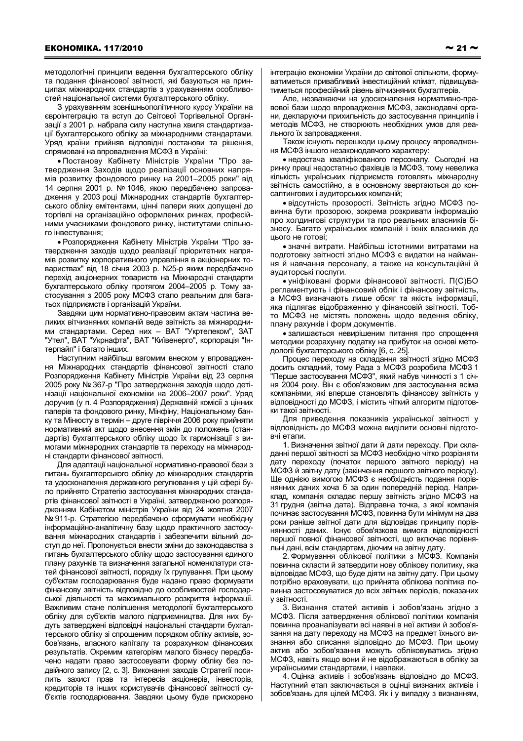методологічні принципи ведення бухгалтерського обліку та подання фінансової звітності, які базуються на принципах міжнародних стандартів з урахуванням особливостей національної системи бухгалтерського обліку.

З урахуванням зовнішньополітичного курсу України на євроінтеграцію та вступ до Світової Торгівельної Організації з 2001 р. набрала силу наступна хвиля стандартизації бухгалтерського обліку за міжнародними стандартами. Уряд країни прийняв відповідні постанови та рішення, спрямовані на впровадження МСФЗ в Україні:

- Постанову Кабінету Міністрів України "Про затвердження Заходів щодо реалізації основних напрямів розвитку фондового ринку на 2001–2005 роки" від 14 серпня 2001 р. № 1046, якою передбачено запровадження у 2003 році Міжнародних стандартів бухгалтерського обліку емітентами, цінні папери яких допущені до торгівлі на організаційно оформлених ринках, професійними учасниками фондового ринку, інститутами спільного інвестування;
- Розпорядження Кабінету Міністрів України "Про затвердження заходів щодо реалізації пріоритетних напрямів розвитку корпоративного управління в акціонерних товариствах" від 18 січня 2003 р. N25-р яким передбачено перехід акціонерних товариств на Міжнародні стандарти бухгалтерського обліку протягом 2004–2005 р. Тому застосування з 2005 року МСФЗ стало реальним для багатьох підприємств і організацій України.

Завдяки цим нормативно-правовим актам частина великих вітчизняних компаній веде звітність за міжнародними стандартами. Серед них – ВАТ "Укртелеком", ЗАТ "Утел", ВАТ "Укрнафта", ВАТ "Київенерго", корпорація "Інтерпайп" і багато інших.

Наступним найбільш вагомим внеском у впровадження Міжнародних стандартів фінансової звітності стало Розпорядження Кабінету Міністрів України від 23 серпня 2005 року № 367-р "Про затвердження заходів щодо детінізації національної економіки на 2006–2007 роки". Уряд доручив (у п. 4 Розпорядження) Державній комісії з цінних паперів та фондового ринку, Мінфіну, Національному банку та Мінюсту в термін – друге півріччя 2006 року прийняти нормативний акт щодо внесення змін до положень (стандартів) бухгалтерського обліку щодо їх гармонізації з вимогами міжнародних стандартів та переходу на міжнародні стандарти фінансової звітності.

Для адаптації національної нормативно-правової бази з питань бухгалтерського обліку до міжнародних стандартів та удосконалення державного регулювання у цій сфері було прийнято Стратегію застосування міжнародних стандартів фінансової звітності в Україні, затвердженою розпорядженням Кабінетом міністрів України від 24 жовтня 2007 № 911-р. Стратегією передбачено сформувати необхідну інформаційно-аналітичну базу щодо практичного застосування міжнародних стандартів і забезпечити вільний доступ до неї. Пропонується внести зміни до законодавства з питань бухгалтерського обліку щодо застосування єдиного плану рахунків та визначення загальної номенклатури статей фінансової звітності, порядку їх групування. При цьому суб'єктам господарювання буде надано право формувати фінансову звітність відповідно до особливостей господарської діяльності та максимального розкриття інформації. Важливим стане поліпшення методології бухгалтерського обліку для суб'єктів малого підприємництва. Для них будуть затверджені відповідні національні стандарти бухгалтерського обліку зі спрощеним порядком обліку активів, зобов'язань, власного капіталу та розрахунком фінансових результатів. Окремим категоріям малого бізнесу передбачено надати право застосовувати форму обліку без подвійного запису [2, с. 3]. Виконання заходів Стратегії посилить захист прав та інтересів акціонерів, інвесторів, кредиторів та інших користувачів фінансової звітності суб'єктів господарювання. Завдяки цьому буде прискорено інтеграцію економіки України до світової спільноти, формуватиметься привабливий інвестиційний клімат, підвищуватиметься професійний рівень вітчизняних бухгалтерів.

Але, незважаючи на удосконалення нормативно-правової бази щодо впровадження МСФЗ, законодавчі органи, декларуючи прихильність до застосування принципів і методів МСФЗ, не створюють необхідних умов для реального їх запровадження.

Також існують перешкоди цьому процесу впровадження МСФЗ іншого незаконодавчого характеру:

- недостача кваліфікованого персоналу. Сьогодні на ринку праці недостатньо фахівців із МСФЗ, тому невелика кількість українських підприємств готовлять міжнародну звітність самостійно, а в основному звертаються до консалтингових і аудиторських компаній;
- відсутність прозорості. Звітність згідно МСФЗ повинна бути прозорою, зокрема розкривати інформацію про холдингові структури та про реальних власників бізнесу. Багато українських компаній і їхніх власників до цього не готові;
- значні витрати. Найбільш істотними витратами на підготовку звітності згідно МСФЗ є видатки на наймання й навчання персоналу, а також на консультаційні й аудиторські послуги.
- уніфіковані форми фінансової звітності. П(С)БО регламентують і фінансовий облік і фінансову звітність, а МСФЗ визначають лише обсяг та якість інформації, яка підлягає відображенню у фінансовій звітності. Тобто МСФЗ не містять положень щодо ведення обліку, плану рахунків і форм документів.
- залишається невирішеним питання про спрощення методики розрахунку податку на прибуток на основі методології бухгалтерського обліку [6, с. 25].

Процес переходу на складання звітності згідно МСФЗ досить складний, тому Рада з МСФЗ розробила МСФЗ 1 "Перше застосування МСФЗ", який набув чинності з 1 січня 2004 року. Він є обов'язковим для застосування всіма компаніями, які вперше становлять фінансову звітність у відповідності до МСФЗ, і містить чіткий алгоритм підготовки такої звітності.

Для приведення показників української звітності у відповідність до МСФЗ можна виділити основні підготовчі етапи.

1. Визначення звітної дати й дати переходу. При складанні першої звітності за МСФЗ необхідно чітко розрізняти дату переходу (початок першого звітного періоду) на МСФЗ й звітну дату (закінчення першого звітного періоду). Ще однією вимогою МСФЗ є необхідність подання порівнянних даних хоча б за один попередній період. Наприклад, компанія складає першу звітність згідно МСФЗ на 31 грудня (звітна дата). Відправна точка, з якої компанія починає застосування МСФЗ, повинна бути мінімум на два роки раніше звітної дати для відповідає принципу порівнянності даних. Існує обов'язкова вимога відповідності першої повної фінансової звітності, що включає порівняльні дані, всім стандартам, діючим на звітну дату.

2. Формування облікової політики з МСФЗ. Компанія повинна скласти й затвердити нову облікову політику, яка відповідає МСФЗ, що буде діяти на звітну дату. При цьому потрібно враховувати, що прийнята облікова політика повинна застосовуватися до всіх звітних періодів, показаних у звітності.

3. Визнання статей активів і зобов'язань згідно з МСФЗ. Після затвердження облікової політики компанія повинна проаналізувати всі наявні в неї активи й зобов'язання на дату переходу на МСФЗ на предмет їхнього визнання або списання відповідно до МСФЗ. При цьому актив або зобов'язання можуть обліковуватись згідно МСФЗ, навіть якщо вони й не відображаються в обліку за українськими стандартами, і навпаки.

4. Оцінка активів і зобов'язань відповідно до МСФЗ. Наступний етап заключається в оцінці визнаних активів і зобов'язань для цілей МСФЗ. Як і у випадку з визнанням,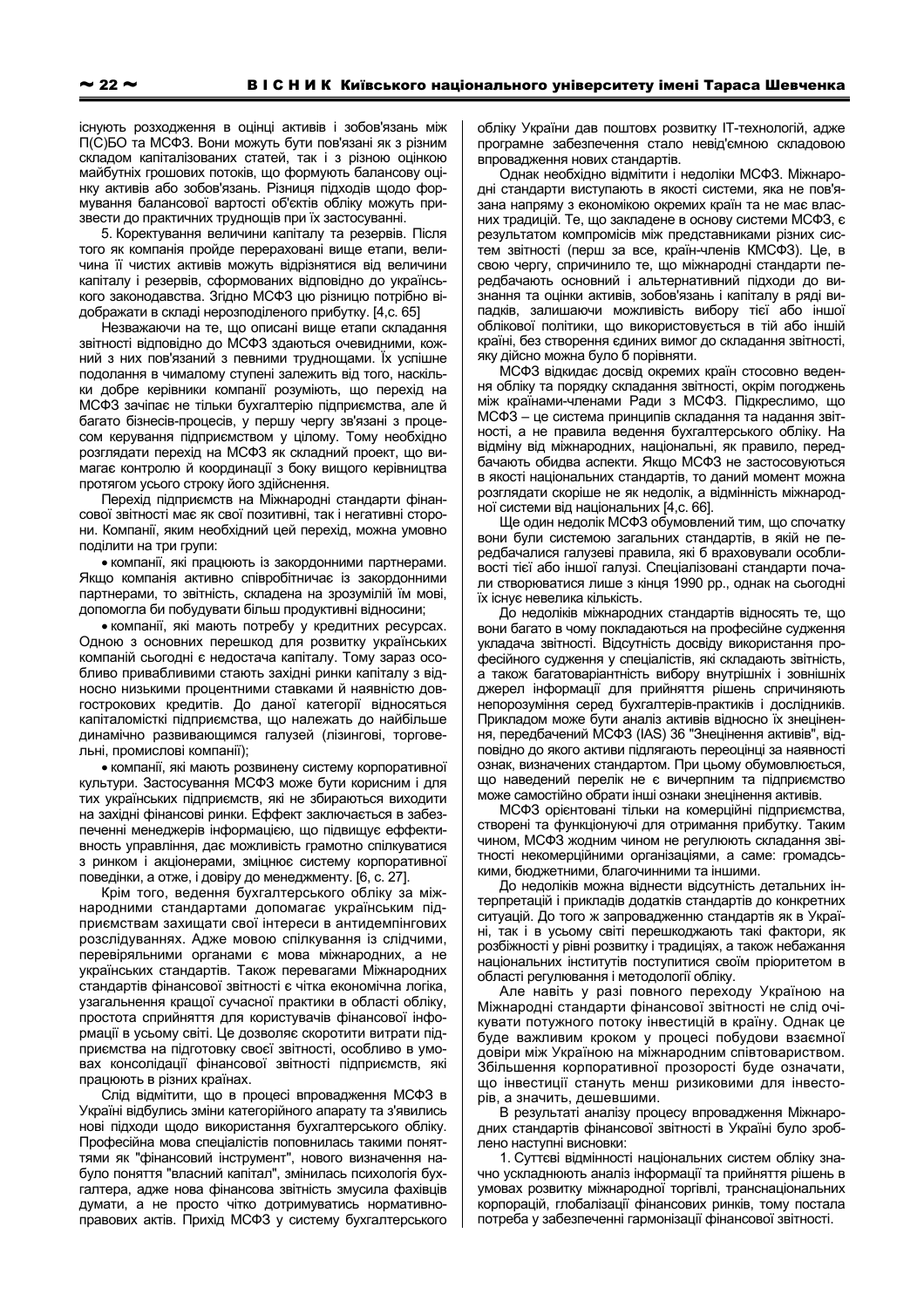існують розходження в оцінці активів і зобов'язань між П(С)БО та МСФЗ. Вони можуть бути пов'язані як з різним складом капіталізованих статей, так і з різною оцінкою майбутніх грошових потоків, що формують балансову оцінку активів або зобов'язань. Різниця підходів щодо формування балансової вартості об'єктів обліку можуть призвести до практичних труднощів при їх застосуванні.

5. Коректування величини капіталу та резервів. Після того як компанія пройде перераховані вище етапи, величина її чистих активів можуть відрізнятися від величини капіталу і резервів, сформованих відповідно до українського законодавства. Згідно МСФЗ цю різницю потрібно відображати в складі нерозподіленого прибутку. [4,с. 65]

Незважаючи на те, що описані вище етапи складання звітності відповідно до МСФЗ здаються очевидними, кожний з них пов'язаний з певними труднощами. Їх успішне подолання в чималому ступені залежить від того, наскільки добре керівники компанії розуміють, що перехід на МСФЗ зачіпає не тільки бухгалтерію підприємства, але й багато бізнесів-процесів, у першу чергу зв'язані з процесом керування підприємством у цілому. Тому необхідно розглядати перехід на МСФЗ як складний проект, що вимагає контролю й координації з боку вищого керівництва протягом усього строку його здійснення.

Перехід підприємств на Міжнародні стандарти фінансової звітності має як свої позитивні, так і негативні сторони. Компанії, яким необхідний цей перехід, можна умовно поділити на три групи:

- компанії, які працюють із закордонними партнерами. Якщо компанія активно співробітничає із закордонними партнерами, то звітність, складена на зрозумілій їм мові, допомогла би побудувати більш продуктивні відносини;
- компанії, які мають потребу у кредитних ресурсах. Одною з основних перешкод для розвитку українських компаній сьогодні є недостача капіталу. Тому зараз особливо привабливими стають західні ринки капіталу з відносно низькими процентними ставками й наявністю довгострокових кредитів. До даної категорії відносяться капіталомісткі підприємства, що належать до найбільше динамічно розвиваючимся галузей (лізингові, торговельні, промислові компанії);
- компанії, які мають розвинену систему корпоративної культури. Застосування МСФЗ може бути корисним і для тих українських підприємств, які не збираються виходити на західні фінансові ринки. Еффект заключається в забезпеченні менеджерів інформацією, що підвищує еффективність управління, дає можливість грамотно спілкуватися з ринком і акціонерами, зміцнює систему корпоративної поведінки, а отже, і довіру до менеджменту. [6, с. 27].

Крім того, ведення бухгалтерського обліку за міжнародними стандартами допомагає українським підприємствам захищати свої інтереси в антидемпінгових розслідуваннях. Адже мовою спілкування із слідчими, перевіряльними органами є мова міжнародних, а не українських стандартів. Також перевагами Міжнародних стандартів фінансової звітності є чітка економічна логіка, узагальнення кращої сучасної практики в області обліку, простота сприйняття для користувачів фінансової інформації в усьому світі. Це дозволяє скоротити витрати підприємства на підготовку своєї звітності, особливо в умовах консолідації фінансової звітності підприємств, які працюють в різних країнах.

Слід відмітити, що в процесі впровадження МСФЗ в Україні відбулись зміни категорійного апарату та з'явились нові підходи щодо використання бухгалтерського обліку. Професійна мова спеціалістів поповнилась такими поняттями як "фінансовий інструмент", нового визначення набуло поняття "власний капітал", змінилась психологія бухгалтера, адже нова фінансова звітність змусила фахівців думати, а не просто чітко дотримуватись нормативно-правових актів. Прихід МСФЗ у систему бухгалтерського обліку України дав поштовх розвитку ІТ-технологій, адже програмне забезпечення стало невід'ємною складовою впровадження нових стандартів.

Однак необхідно відмітити і недоліки МСФЗ. Міжнародні стандарти виступають в якості системи, яка не пов'язана напряму з економікою окремих країн та не має власних традицій. Те, що закладене в основу системи МСФЗ, є результатом компромісів між представниками різних систем звітності (перш за все, країн-членів КМСФЗ). Це, в свою чергу, спричинило те, що міжнародні стандарти передбачають основний і альтернативний підходи до визнання та оцінки активів, зобов'язань і капіталу в ряді випадків, залишаючи можливість вибору тієї або іншої облікової політики, що використовується в тій або іншій країні, без створення єдиних вимог до складання звітності, яку дійсно можна було б порівняти.

МСФЗ відкидає досвід окремих країн стосовно ведення обліку та порядку складання звітності, окрім погоджень між країнами-членами Ради з МСФЗ. Підкреслимо, що МСФЗ – це система принципів складання та надання звітності, а не правила ведення бухгалтерського обліку. На відміну від міжнародних, національні, як правило, передбачають обидва аспекти. Якщо МСФЗ не застосовуються в якості національних стандартів, то даний момент можна розглядати скоріше не як недолік, а відмінність міжнародної системи від національних [4,с. 66].

Ще один недолік МСФЗ обумовлений тим, що спочатку вони були системою загальних стандартів, в якій не передбачалися галузеві правила, які б враховували особливості тієї або іншої галузі. Спеціалізовані стандарти почали створюватися лише з кінця 1990 рр., однак на сьогодні їх існує невелика кількість.

До недоліків міжнародних стандартів відносять те, що вони багато в чому покладаються на професійне судження укладача звітності. Відсутність досвіду використання професійного судження у спеціалістів, які складають звітність, а також багатоваріантність вибору внутрішніх і зовнішніх джерел інформації для прийняття рішень спричиняють непорозуміння серед бухгалтерів-практиків і дослідників. Прикладом може бути аналіз активів відносно їх знецінення, передбачений МСФЗ (IAS) 36 "Знецінення активів", відповідно до якого активи підлягають переоцінці за наявності ознак, визначених стандартом. При цьому обумовлюється, що наведений перелік не є вичерпним та підприємство може самостійно обрати інші ознаки знецінення активів.

МСФЗ орієнтовані тільки на комерційні підприємства, створені та функціонуючі для отримання прибутку. Таким чином, МСФЗ жодним чином не регулюють складання звітності некомерційними організаціями, а саме: громадськими, бюджетними, благочинними та іншими.

До недоліків можна віднести відсутність детальних інтерпретацій і прикладів додатків стандартів до конкретних ситуацій. До того ж запровадженню стандартів як в Україні, так і в усьому світі перешкоджають такі фактори, як розбіжності у рівні розвитку і традиціях, а також небажання національних інститутів поступитися своїм пріоритетом в області регулювання і методології обліку.

Але навіть у разі повного переходу Україною на Міжнародні стандарти фінансової звітності не слід очікувати потужного потоку інвестицій в країну. Однак це буде важливим кроком у процесі побудови взаємної довіри між Україною та міжнародним співтовариством. Збільшення корпоративної прозорості буде означати, що інвестиції стануть менш ризиковими для інвесторів, а значить, дешевшими.

В результаті аналізу процесу впровадження Міжнародних стандартів фінансової звітності в Україні було зроблено наступні висновки:

1. Суттєві відмінності національних систем обліку значно ускладнюють аналіз інформації та прийняття рішень в умовах розвитку міжнародної торгівлі, транснаціональних корпорацій, глобалізації фінансових ринків, тому постала потреба у забезпеченні гармонізації фінансової звітності.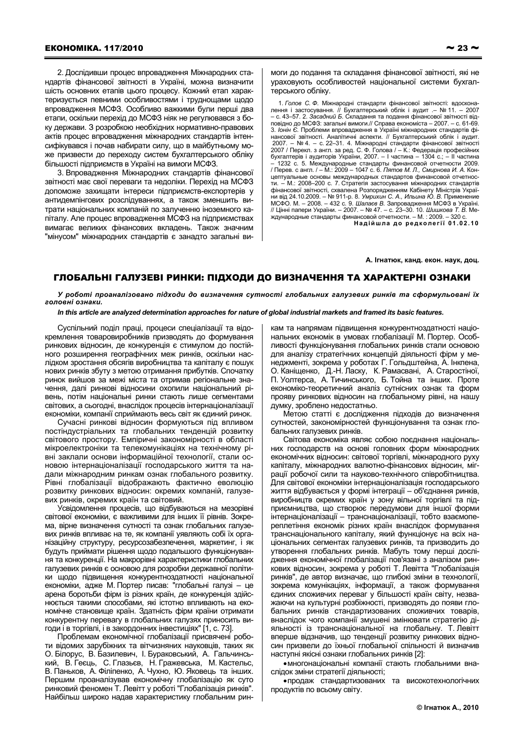2. Дослідивши процес впровадження Міжнародних стандартів фінансової звітності в Україні, можна визначити шість основних етапів цього процесу. Кожний етап характеризується певними особливостями і труднощами щодо впровадження МСФЗ. Особливо важкими були перші два етапи, оскільки перехід до МСФЗ ніяк не регулювався з боку держави. З розробкою необхідних нормативно-правових актів процес впровадження міжнародних стандартів інтенсифікувався і почав набирати силу, що в майбутньому може призвести до переходу систем бухгалтерського обліку більшості підприємств в Україні на вимоги МСФЗ.

3. Впровадження Міжнародних стандартів фінансової звітності має свої переваги та недоліки. Перехід на МСФЗ допоможе захищати інтереси підприємств-експортерів у антидемпінгових розслідуваннях, а також зменшить витрати національних компаній по залученню іноземного капіталу. Але процес впровадження МСФЗ на підприємствах вимагає великих фінансових вкладень. Також значним "мінусом" міжнародних стандартів є занадто загальні вимоги до подання та складання фінансової звітності, які не ураховують особливостей національної системи бухгалтерського обліку.

1. *Голов С. Ф.* Міжнародні стандарти фінансової звітності: вдосконалення і застосування. // Бухгалтерський облік і аудит .– № 11. – 2007 – с. 43–57. 2. *Засадний Б.* Складання та подання фінансової звітності відповідно до МСФЗ: загальні вимоги.// Справа економіста – 2007. – с. 61-69. 3. *Іонін Є.* Проблеми впровадження в Україні міжнародних стандартів фінансової звітності. Аналітичні аспекти. // Бухгалтерський облік і аудит. 2007. – № 4. – с. 22–31. 4. Міжнародні стандарти фінансової звітності 2007 / Перекл. з англ. за ред. С. Ф. Голова / – К.: Федерація професійних бухгалтерів і аудиторів України, 2007. – І частина – 1304 с.; – ІІ частина – 1232 с. 5. Международные стандарты финансовой отчетности 2009. / Перев. с англ. / – М.: 2009 – 1047 с. 6. *Пятов М. Л., Смирнова И. А.* Концептуальные основы международных стандартов финансовой отчетности. – М.: 2008–200 с. 7. Стратегія застосування міжнародних стандартів фінансової звітності, схвалена Розпорядженням Кабінету Міністрів України від 24.10.2009. – № 911-р. 8. *Умрихин С. А., Ильина Ю. В.* Применение МСФО. М. – 2008. – 432 с. 9. *Шалаєв В.* Запровадження МСФЗ в Україні. // Цінні папери України. – 2007. – № 47. – с. 23–30. 10. *Шишкова Т. В.* Международные стандарты финансовой отчетности. – М. : 2009. – 320 с.

**Надійшла до редколегії 01.02.10**

**А. Ігнатюк, канд. екон. наук, доц.**

## ГЛОБАЛЬНІ ГАЛУЗЕВІ РИНКИ: ПІДХОДИ ДО ВИЗНАЧЕННЯ ТА ХАРАКТЕРНІ ОЗНАКИ

***У роботі проаналізовано підходи до визначення сутності глобальних галузевих ринків та сформульовані їх головні ознаки.***

***In this article are analyzed determination approaches for nature of global industrial markets and framed its basic features.***

Суспільний поділ праці, процеси спеціалізації та відокремлення товаровиробників призводять до формування ринкових відносин, де конкуренція є стимулом до постійного розширення географічних меж ринків, оскільки наслідком зростання обсягів виробництва та капіталу є пошук нових ринків збуту з метою отримання прибутків. Спочатку ринок вийшов за межі міста та отримав регіональне значення, далі ринкові відносини охопили національний рівень, потім національні ринки стають лише сегментами світових, а сьогодні, внаслідок процесів інтернаціоналізації економіки, компанії сприймають весь світ як єдиний ринок.

Сучасні ринкові відносин формуються під впливом постіндустріальних та глобальних тенденцій розвитку світового простору. Емпіричні закономірності в області мікроелектроніки та телекомунікаціях на технічному рівні заклали основи інформаційної технології, стали основою інтернаціоналізації господарського життя та надали міжнародним ринкам ознак глобального розвитку. Рівні глобалізації відображають фактично еволюцію розвитку ринкових відносин: окремих компаній, галузевих ринків, окремих країн та світовий.

Усвідомлення процесів, що відбуваються на мезорівні світової економіки, є важливими для інших її рівнів. Зокрема, вірне визначення сутності та ознак глобальних галузевих ринків впливає на те, як компанії уявляють собі їх організаційну структуру, ресурсозабезпечення, маркетинг, і як будуть приймати рішення щодо подальшого функціонування та конкуренції. На макрорівні характеристики глобальних галузевих ринків є основою для розробки державної політики щодо підвищення конкурентоздатності національної економіки, адже М. Портер писав: "глобальні галузі – це арена боротьби фірм із різних країн, де конкуренція здійснюється такими способами, які істотно впливають на економічне становище країн. Здатність фірм країни отримати конкурентну перевагу в глобальних галузях приносить вигоди і в торгівлі, і в закордонних інвестиціях" [1, с. 73].

Проблемам економічної глобалізації присвячені роботи відомих зарубіжних та вітчизняних науковців, таких як О. Білорус, В. Базилевич, І. Бураковський, А. Гальчинський, В. Геєць, С. Глазьєв, Н. Гражевська, М. Кастельс, В. Паньков, А. Філіпенко, А. Чухно, Ю. Яковець та інших. Першим проаналізував економічну глобалізацію як суто ринковий феномен Т. Левітт у роботі "Глобалізація ринків". Найбільш широко надав характеристику глобальним ринкам та напрямам підвищення конкурентноздатності національних економік в умовах глобалізації М. Портер. Особливості функціонування глобальних ринків стали основою для аналізу стратегічних концепцій діяльності фірм у менеджменті, зокрема у роботах Г. Гольдштейна, А. Інкпена, О. Каніщенко, Д.-Н. Ласку, К. Рамасвані, А. Старостіної, П. Уолтерса, А. Тичинського, Б. Тойна та інших. Проте економіко-теоретичний аналіз сутнісних ознак та форм прояву ринкових відносин на глобальному рівні, на нашу думку, зроблено недостатньо.

Метою статті є дослідження підходів до визначення сутностей, закономірностей функціонування та ознак глобальних галузевих ринків.

Світова економіка являє собою поєднання національних господарств на основі головних форм міжнародних економічних відносин: світової торгівлі, міжнародного руху капіталу, міжнародних валютно-фінансових відносин, міграції робочої сили та науково-технічного співробітництва. Для світової економіки інтернаціоналізація господарського життя відбувається у формі інтеграції – об'єднання ринків, виробництв окремих країн у зону вільної торгівлі та підприємництва, що створює передумови для іншої форми інтернаціоналізації – транснаціоналізації, тобто взаємопереплетіння економік різних країн внаслідок формування транснаціонального капіталу, який функціонує на всіх національних сегментах галузевих ринків, та призводить до утворення глобальних ринків. Мабуть тому перші дослідження економічної глобалізації пов'язані з аналізом ринкових відносин, зокрема у роботі Т. Левітта "Глобалізація ринків", де автор визначає, що глибокі зміни в технології, зокрема комунікаціях, інформації, а також формування єдиних споживчих переваг у більшості країн світу, незважаючи на культурні розбіжності, призводять до появи глобальних ринків стандартизованих споживчих товарів, внаслідок чого компанії змушені змінювати стратегію діяльності із транснаціональної на глобальну. Т. Левітт вперше відзначив, що тенденції розвитку ринкових відносин призвели до їхньої глобальної спільності й визначив наступні якісні ознаки глобальних ринків [2]:

- многонаціональні компанії стають глобальними внаслідок зміни стратегії діяльності;
- продаж стандартизованих та високотехнологічних продуктів по всьому світу.

© Ігнатюк А., 2010